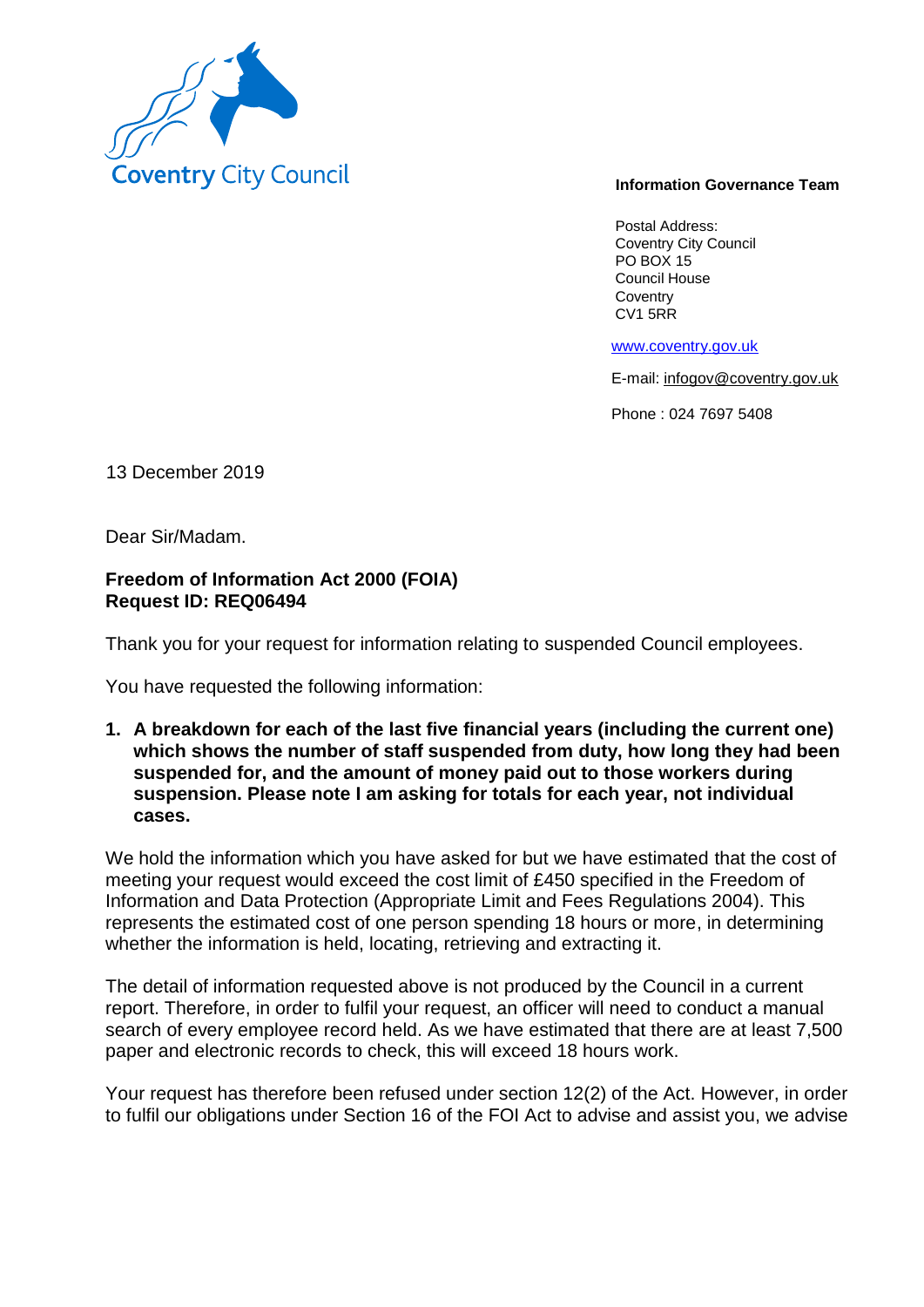Coventry City Council

**Information Governance Team**

Postal Address:
Coventry City Council
PO BOX 15
Council House
Coventry
CV1 5RR

www.coventry.gov.uk

E-mail: infogov@coventry.gov.uk

Phone : 024 7697 5408

13 December 2019

Dear Sir/Madam.

**Freedom of Information Act 2000 (FOIA)**
**Request ID: REQ06494**

Thank you for your request for information relating to suspended Council employees.

You have requested the following information:

1. **A breakdown for each of the last five financial years (including the current one) which shows the number of staff suspended from duty, how long they had been suspended for, and the amount of money paid out to those workers during suspension. Please note I am asking for totals for each year, not individual cases.**

We hold the information which you have asked for but we have estimated that the cost of meeting your request would exceed the cost limit of £450 specified in the Freedom of Information and Data Protection (Appropriate Limit and Fees Regulations 2004). This represents the estimated cost of one person spending 18 hours or more, in determining whether the information is held, locating, retrieving and extracting it.

The detail of information requested above is not produced by the Council in a current report. Therefore, in order to fulfil your request, an officer will need to conduct a manual search of every employee record held. As we have estimated that there are at least 7,500 paper and electronic records to check, this will exceed 18 hours work.

Your request has therefore been refused under section 12(2) of the Act. However, in order to fulfil our obligations under Section 16 of the FOI Act to advise and assist you, we advise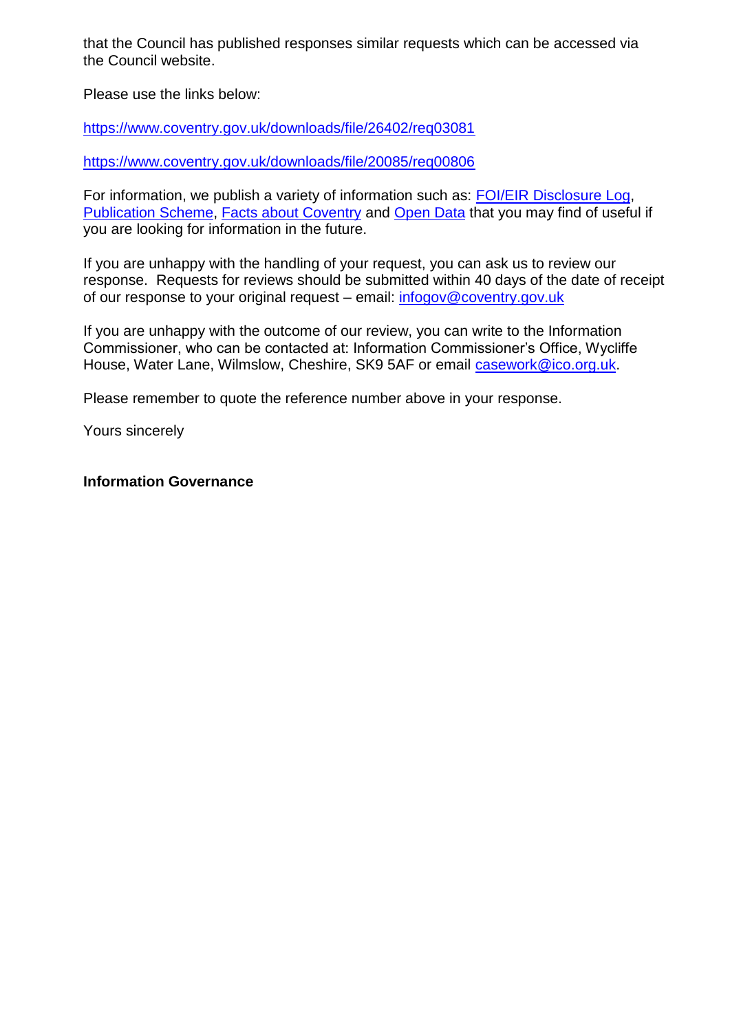that the Council has published responses similar requests which can be accessed via the Council website.

Please use the links below:

https://www.coventry.gov.uk/downloads/file/26402/req03081

https://www.coventry.gov.uk/downloads/file/20085/req00806

For information, we publish a variety of information such as: FOI/EIR Disclosure Log, Publication Scheme, Facts about Coventry and Open Data that you may find of useful if you are looking for information in the future.

If you are unhappy with the handling of your request, you can ask us to review our response. Requests for reviews should be submitted within 40 days of the date of receipt of our response to your original request – email: infogov@coventry.gov.uk

If you are unhappy with the outcome of our review, you can write to the Information Commissioner, who can be contacted at: Information Commissioner's Office, Wycliffe House, Water Lane, Wilmslow, Cheshire, SK9 5AF or email casework@ico.org.uk.

Please remember to quote the reference number above in your response.

Yours sincerely

**Information Governance**